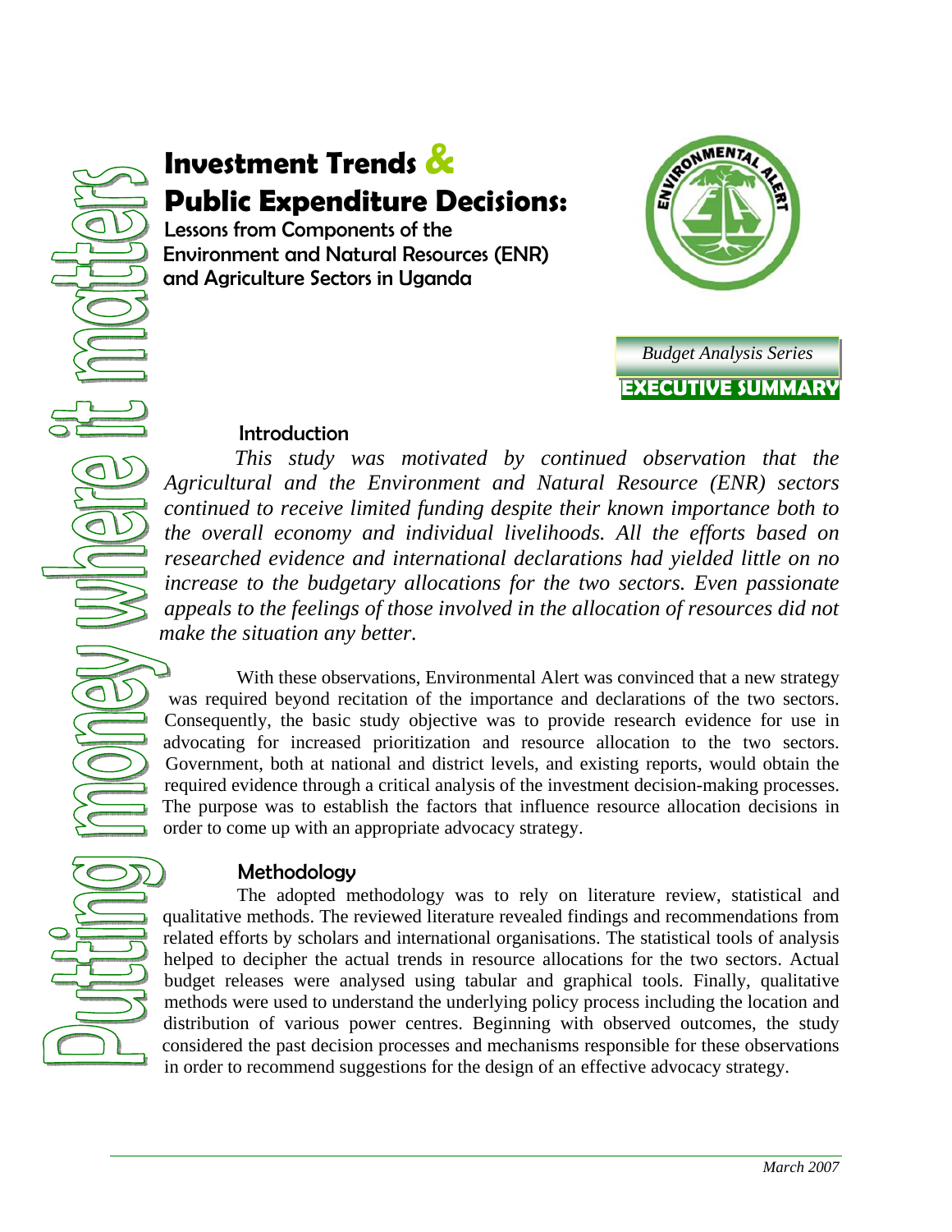# Investment Trends & Public Expenditure Decisions:

Lessons from Components of the Environment and Natural Resources (ENR) and Agriculture Sectors in Uganda

*Budget Analysis Series*

**EXECUTIVE SUMMARY**

Putting money where it matters

## Introduction

*This study was motivated by continued observation that the Agricultural and the Environment and Natural Resource (ENR) sectors continued to receive limited funding despite their known importance both to the overall economy and individual livelihoods. All the efforts based on researched evidence and international declarations had yielded little on no increase to the budgetary allocations for the two sectors. Even passionate appeals to the feelings of those involved in the allocation of resources did not make the situation any better.*

With these observations, Environmental Alert was convinced that a new strategy was required beyond recitation of the importance and declarations of the two sectors. Consequently, the basic study objective was to provide research evidence for use in advocating for increased prioritization and resource allocation to the two sectors. Government, both at national and district levels, and existing reports, would obtain the required evidence through a critical analysis of the investment decision-making processes. The purpose was to establish the factors that influence resource allocation decisions in order to come up with an appropriate advocacy strategy.

## Methodology

The adopted methodology was to rely on literature review, statistical and qualitative methods. The reviewed literature revealed findings and recommendations from related efforts by scholars and international organisations. The statistical tools of analysis helped to decipher the actual trends in resource allocations for the two sectors. Actual budget releases were analysed using tabular and graphical tools. Finally, qualitative methods were used to understand the underlying policy process including the location and distribution of various power centres. Beginning with observed outcomes, the study considered the past decision processes and mechanisms responsible for these observations in order to recommend suggestions for the design of an effective advocacy strategy.

*March 2007*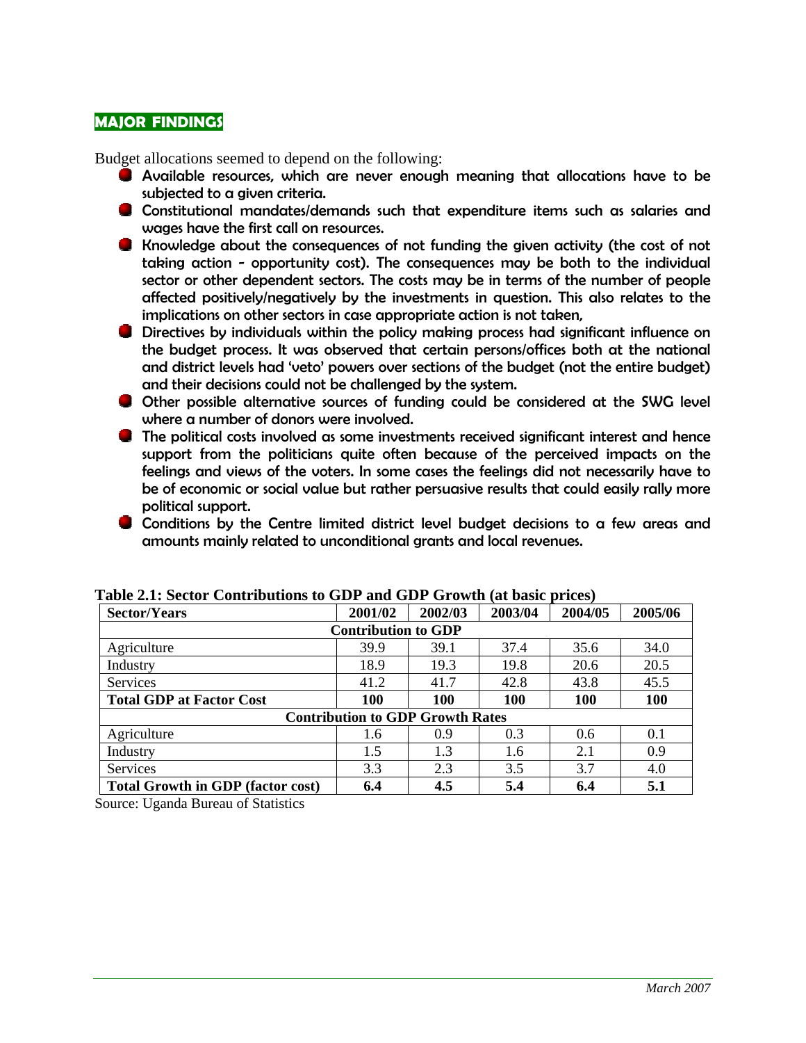## MAJOR FINDINGS

Budget allocations seemed to depend on the following:

- Available resources, which are never enough meaning that allocations have to be subjected to a given criteria.
- Constitutional mandates/demands such that expenditure items such as salaries and wages have the first call on resources.
- Knowledge about the consequences of not funding the given activity (the cost of not taking action - opportunity cost). The consequences may be both to the individual sector or other dependent sectors. The costs may be in terms of the number of people affected positively/negatively by the investments in question. This also relates to the implications on other sectors in case appropriate action is not taken,
- Directives by individuals within the policy making process had significant influence on the budget process. It was observed that certain persons/offices both at the national and district levels had 'veto' powers over sections of the budget (not the entire budget) and their decisions could not be challenged by the system.
- Other possible alternative sources of funding could be considered at the SWG level where a number of donors were involved.
- The political costs involved as some investments received significant interest and hence support from the politicians quite often because of the perceived impacts on the feelings and views of the voters. In some cases the feelings did not necessarily have to be of economic or social value but rather persuasive results that could easily rally more political support.
- Conditions by the Centre limited district level budget decisions to a few areas and amounts mainly related to unconditional grants and local revenues.

**Table 2.1: Sector Contributions to GDP and GDP Growth (at basic prices)**

| Sector/Years | 2001/02 | 2002/03 | 2003/04 | 2004/05 | 2005/06 |
|---|---|---|---|---|---|
| **Contribution to GDP** | | | | | |
| Agriculture | 39.9 | 39.1 | 37.4 | 35.6 | 34.0 |
| Industry | 18.9 | 19.3 | 19.8 | 20.6 | 20.5 |
| Services | 41.2 | 41.7 | 42.8 | 43.8 | 45.5 |
| **Total GDP at Factor Cost** | **100** | **100** | **100** | **100** | **100** |
| **Contribution to GDP Growth Rates** | | | | | |
| Agriculture | 1.6 | 0.9 | 0.3 | 0.6 | 0.1 |
| Industry | 1.5 | 1.3 | 1.6 | 2.1 | 0.9 |
| Services | 3.3 | 2.3 | 3.5 | 3.7 | 4.0 |
| **Total Growth in GDP (factor cost)** | **6.4** | **4.5** | **5.4** | **6.4** | **5.1** |

Source: Uganda Bureau of Statistics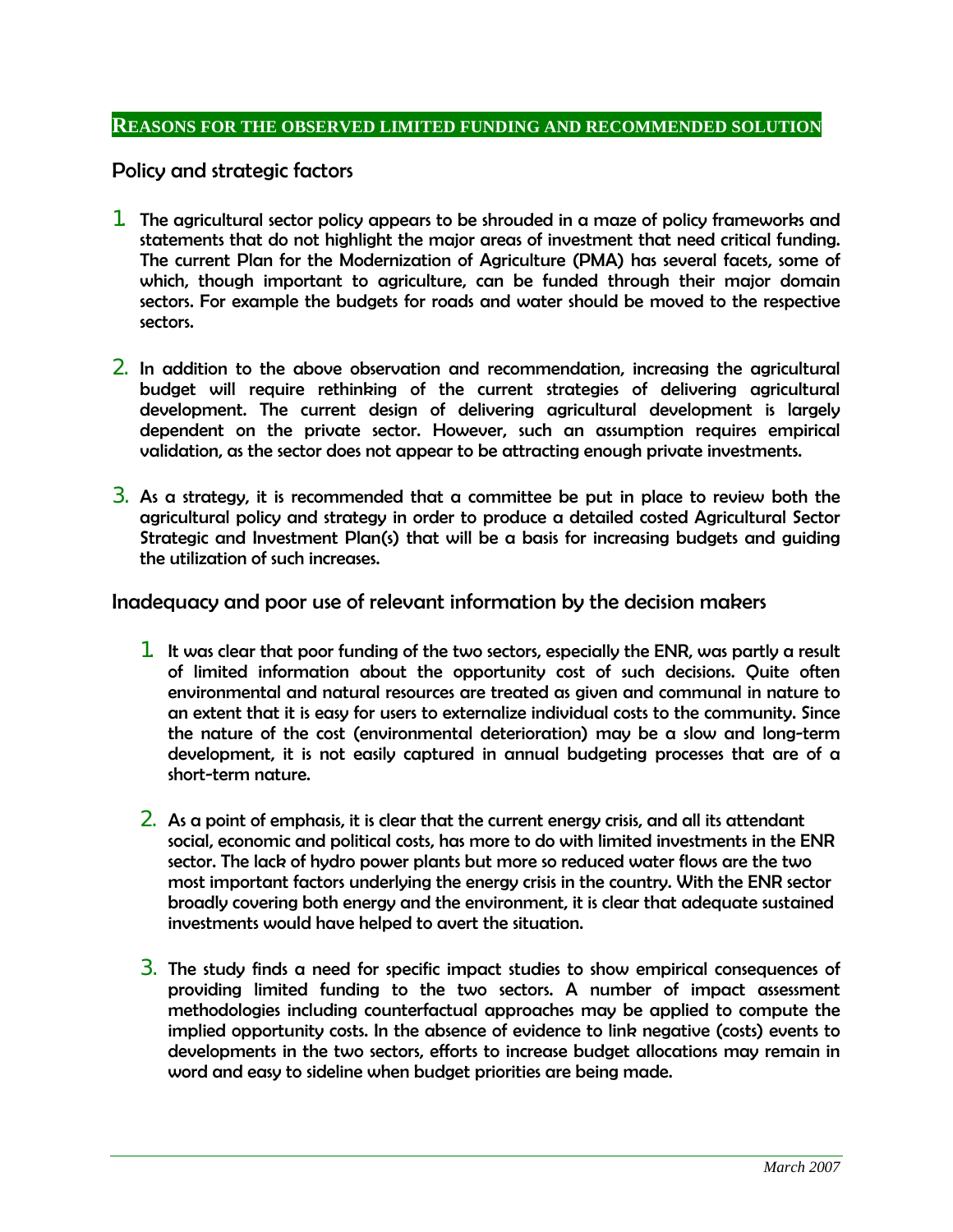## Reasons for the observed limited funding and recommended solution

### Policy and strategic factors

1. The agricultural sector policy appears to be shrouded in a maze of policy frameworks and statements that do not highlight the major areas of investment that need critical funding. The current Plan for the Modernization of Agriculture (PMA) has several facets, some of which, though important to agriculture, can be funded through their major domain sectors. For example the budgets for roads and water should be moved to the respective sectors.

2. In addition to the above observation and recommendation, increasing the agricultural budget will require rethinking of the current strategies of delivering agricultural development. The current design of delivering agricultural development is largely dependent on the private sector. However, such an assumption requires empirical validation, as the sector does not appear to be attracting enough private investments.

3. As a strategy, it is recommended that a committee be put in place to review both the agricultural policy and strategy in order to produce a detailed costed Agricultural Sector Strategic and Investment Plan(s) that will be a basis for increasing budgets and guiding the utilization of such increases.

### Inadequacy and poor use of relevant information by the decision makers

1. It was clear that poor funding of the two sectors, especially the ENR, was partly a result of limited information about the opportunity cost of such decisions. Quite often environmental and natural resources are treated as given and communal in nature to an extent that it is easy for users to externalize individual costs to the community. Since the nature of the cost (environmental deterioration) may be a slow and long-term development, it is not easily captured in annual budgeting processes that are of a short-term nature.

2. As a point of emphasis, it is clear that the current energy crisis, and all its attendant social, economic and political costs, has more to do with limited investments in the ENR sector. The lack of hydro power plants but more so reduced water flows are the two most important factors underlying the energy crisis in the country. With the ENR sector broadly covering both energy and the environment, it is clear that adequate sustained investments would have helped to avert the situation.

3. The study finds a need for specific impact studies to show empirical consequences of providing limited funding to the two sectors. A number of impact assessment methodologies including counterfactual approaches may be applied to compute the implied opportunity costs. In the absence of evidence to link negative (costs) events to developments in the two sectors, efforts to increase budget allocations may remain in word and easy to sideline when budget priorities are being made.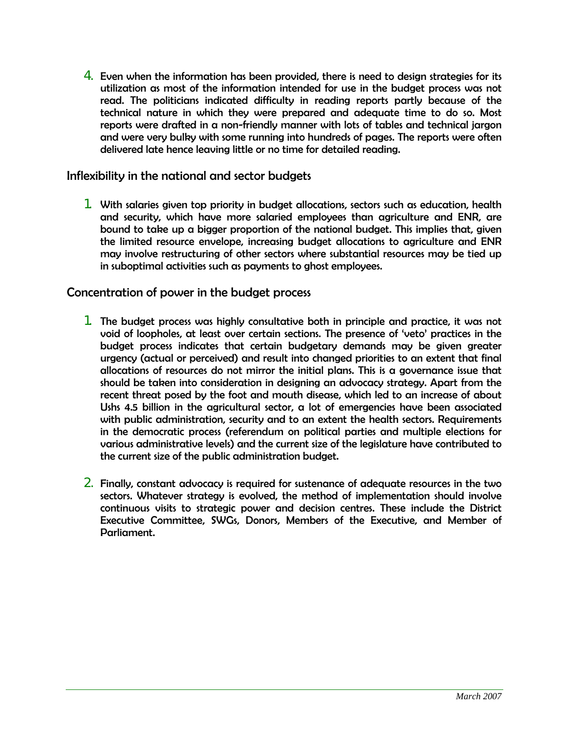4. Even when the information has been provided, there is need to design strategies for its utilization as most of the information intended for use in the budget process was not read. The politicians indicated difficulty in reading reports partly because of the technical nature in which they were prepared and adequate time to do so. Most reports were drafted in a non-friendly manner with lots of tables and technical jargon and were very bulky with some running into hundreds of pages. The reports were often delivered late hence leaving little or no time for detailed reading.

## Inflexibility in the national and sector budgets

1. With salaries given top priority in budget allocations, sectors such as education, health and security, which have more salaried employees than agriculture and ENR, are bound to take up a bigger proportion of the national budget. This implies that, given the limited resource envelope, increasing budget allocations to agriculture and ENR may involve restructuring of other sectors where substantial resources may be tied up in suboptimal activities such as payments to ghost employees.

## Concentration of power in the budget process

1. The budget process was highly consultative both in principle and practice, it was not void of loopholes, at least over certain sections. The presence of 'veto' practices in the budget process indicates that certain budgetary demands may be given greater urgency (actual or perceived) and result into changed priorities to an extent that final allocations of resources do not mirror the initial plans. This is a governance issue that should be taken into consideration in designing an advocacy strategy. Apart from the recent threat posed by the foot and mouth disease, which led to an increase of about Ushs 4.5 billion in the agricultural sector, a lot of emergencies have been associated with public administration, security and to an extent the health sectors. Requirements in the democratic process (referendum on political parties and multiple elections for various administrative levels) and the current size of the legislature have contributed to the current size of the public administration budget.

2. Finally, constant advocacy is required for sustenance of adequate resources in the two sectors. Whatever strategy is evolved, the method of implementation should involve continuous visits to strategic power and decision centres. These include the District Executive Committee, SWGs, Donors, Members of the Executive, and Member of Parliament.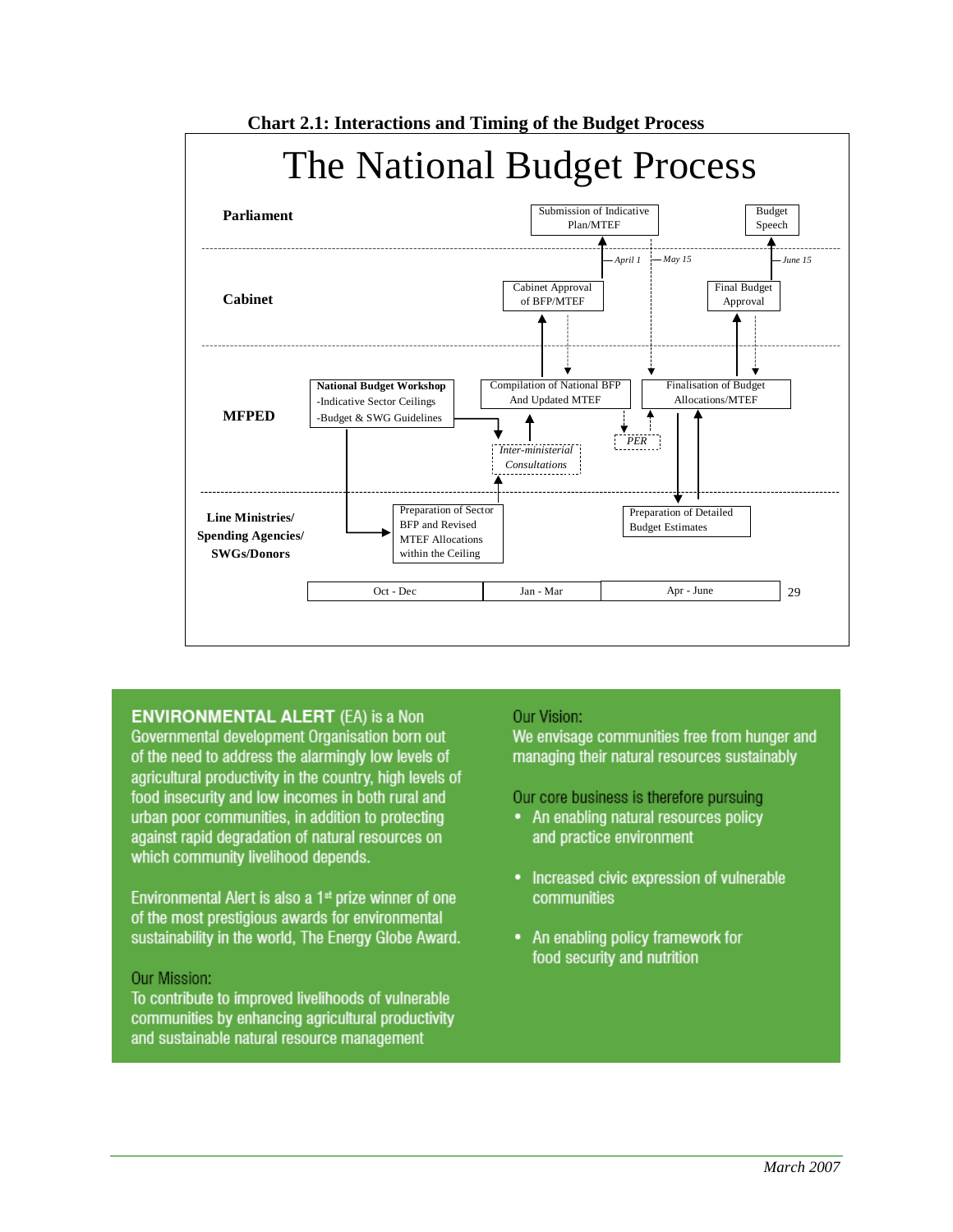**Chart 2.1: Interactions and Timing of the Budget Process**

The National Budget Process

Parliament

Cabinet

MFPED

Line Ministries/ Spending Agencies/ SWGs/Donors

Submission of Indicative Plan/MTEF

Budget Speech

April 1

May 15

June 15

Cabinet Approval of BFP/MTEF

Final Budget Approval

National Budget Workshop
-Indicative Sector Ceilings
-Budget & SWG Guidelines

Compilation of National BFP And Updated MTEF

Finalisation of Budget Allocations/MTEF

Inter-ministerial Consultations

PER

Preparation of Sector BFP and Revised MTEF Allocations within the Ceiling

Preparation of Detailed Budget Estimates

Oct - Dec

Jan - Mar

Apr - June

29

**ENVIRONMENTAL ALERT** (EA) is a Non Governmental development Organisation born out of the need to address the alarmingly low levels of agricultural productivity in the country, high levels of food insecurity and low incomes in both rural and urban poor communities, in addition to protecting against rapid degradation of natural resources on which community livelihood depends.

Environmental Alert is also a 1st prize winner of one of the most prestigious awards for environmental sustainability in the world, The Energy Globe Award.

Our Mission:
To contribute to improved livelihoods of vulnerable communities by enhancing agricultural productivity and sustainable natural resource management

Our Vision:
We envisage communities free from hunger and managing their natural resources sustainably

Our core business is therefore pursuing

- An enabling natural resources policy and practice environment
- Increased civic expression of vulnerable communities
- An enabling policy framework for food security and nutrition

*March 2007*